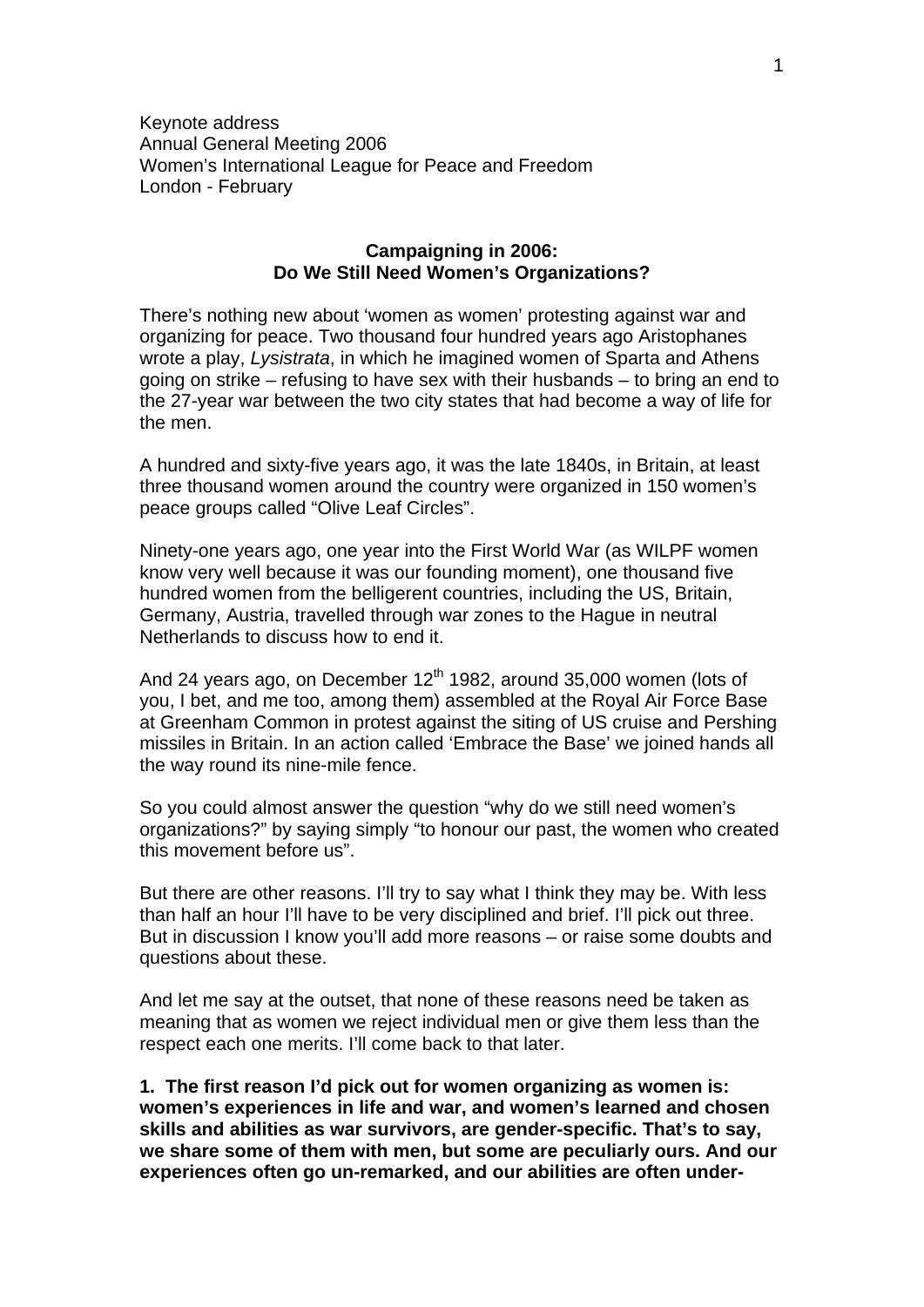Keynote address
Annual General Meeting 2006
Women's International League for Peace and Freedom
London - February

## Campaigning in 2006: Do We Still Need Women's Organizations?

There's nothing new about 'women as women' protesting against war and organizing for peace. Two thousand four hundred years ago Aristophanes wrote a play, *Lysistrata*, in which he imagined women of Sparta and Athens going on strike – refusing to have sex with their husbands – to bring an end to the 27-year war between the two city states that had become a way of life for the men.

A hundred and sixty-five years ago, it was the late 1840s, in Britain, at least three thousand women around the country were organized in 150 women's peace groups called "Olive Leaf Circles".

Ninety-one years ago, one year into the First World War (as WILPF women know very well because it was our founding moment), one thousand five hundred women from the belligerent countries, including the US, Britain, Germany, Austria, travelled through war zones to the Hague in neutral Netherlands to discuss how to end it.

And 24 years ago, on December 12th 1982, around 35,000 women (lots of you, I bet, and me too, among them) assembled at the Royal Air Force Base at Greenham Common in protest against the siting of US cruise and Pershing missiles in Britain. In an action called 'Embrace the Base' we joined hands all the way round its nine-mile fence.

So you could almost answer the question "why do we still need women's organizations?" by saying simply "to honour our past, the women who created this movement before us".

But there are other reasons. I'll try to say what I think they may be. With less than half an hour I'll have to be very disciplined and brief. I'll pick out three. But in discussion I know you'll add more reasons – or raise some doubts and questions about these.

And let me say at the outset, that none of these reasons need be taken as meaning that as women we reject individual men or give them less than the respect each one merits. I'll come back to that later.

**1. The first reason I'd pick out for women organizing as women is: women's experiences in life and war, and women's learned and chosen skills and abilities as war survivors, are gender-specific. That's to say, we share some of them with men, but some are peculiarly ours. And our experiences often go un-remarked, and our abilities are often under-**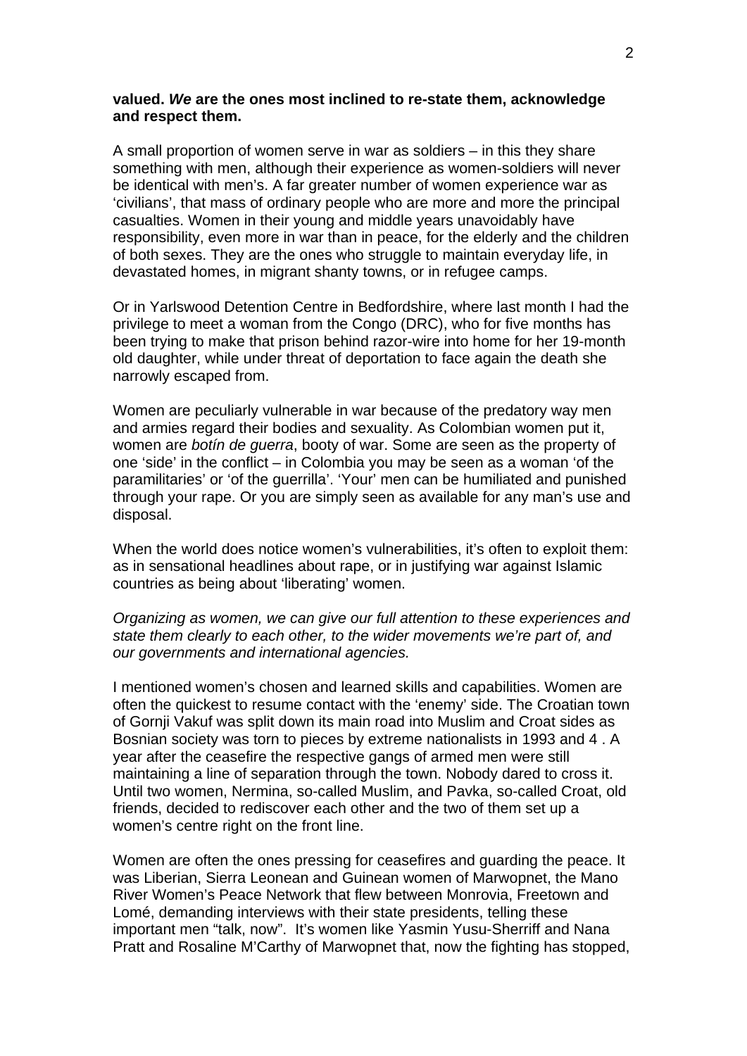**valued. *We* are the ones most inclined to re-state them, acknowledge and respect them.**

A small proportion of women serve in war as soldiers – in this they share something with men, although their experience as women-soldiers will never be identical with men's. A far greater number of women experience war as 'civilians', that mass of ordinary people who are more and more the principal casualties. Women in their young and middle years unavoidably have responsibility, even more in war than in peace, for the elderly and the children of both sexes. They are the ones who struggle to maintain everyday life, in devastated homes, in migrant shanty towns, or in refugee camps.

Or in Yarlswood Detention Centre in Bedfordshire, where last month I had the privilege to meet a woman from the Congo (DRC), who for five months has been trying to make that prison behind razor-wire into home for her 19-month old daughter, while under threat of deportation to face again the death she narrowly escaped from.

Women are peculiarly vulnerable in war because of the predatory way men and armies regard their bodies and sexuality. As Colombian women put it, women are *botín de guerra*, booty of war. Some are seen as the property of one 'side' in the conflict – in Colombia you may be seen as a woman 'of the paramilitaries' or 'of the guerrilla'. 'Your' men can be humiliated and punished through your rape. Or you are simply seen as available for any man's use and disposal.

When the world does notice women's vulnerabilities, it's often to exploit them: as in sensational headlines about rape, or in justifying war against Islamic countries as being about 'liberating' women.

*Organizing as women, we can give our full attention to these experiences and state them clearly to each other, to the wider movements we're part of, and our governments and international agencies.*

I mentioned women's chosen and learned skills and capabilities. Women are often the quickest to resume contact with the 'enemy' side. The Croatian town of Gornji Vakuf was split down its main road into Muslim and Croat sides as Bosnian society was torn to pieces by extreme nationalists in 1993 and 4 . A year after the ceasefire the respective gangs of armed men were still maintaining a line of separation through the town. Nobody dared to cross it. Until two women, Nermina, so-called Muslim, and Pavka, so-called Croat, old friends, decided to rediscover each other and the two of them set up a women's centre right on the front line.

Women are often the ones pressing for ceasefires and guarding the peace. It was Liberian, Sierra Leonean and Guinean women of Marwopnet, the Mano River Women's Peace Network that flew between Monrovia, Freetown and Lomé, demanding interviews with their state presidents, telling these important men "talk, now". It's women like Yasmin Yusu-Sherriff and Nana Pratt and Rosaline M'Carthy of Marwopnet that, now the fighting has stopped,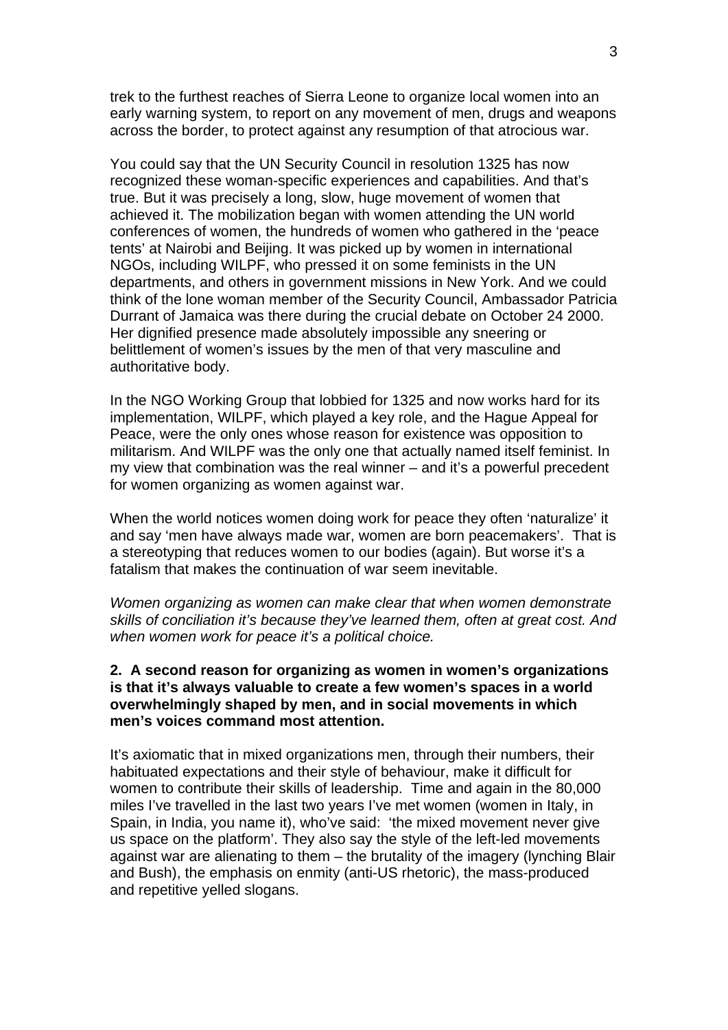trek to the furthest reaches of Sierra Leone to organize local women into an early warning system, to report on any movement of men, drugs and weapons across the border, to protect against any resumption of that atrocious war.

You could say that the UN Security Council in resolution 1325 has now recognized these woman-specific experiences and capabilities. And that's true. But it was precisely a long, slow, huge movement of women that achieved it. The mobilization began with women attending the UN world conferences of women, the hundreds of women who gathered in the 'peace tents' at Nairobi and Beijing. It was picked up by women in international NGOs, including WILPF, who pressed it on some feminists in the UN departments, and others in government missions in New York. And we could think of the lone woman member of the Security Council, Ambassador Patricia Durrant of Jamaica was there during the crucial debate on October 24 2000. Her dignified presence made absolutely impossible any sneering or belittlement of women's issues by the men of that very masculine and authoritative body.

In the NGO Working Group that lobbied for 1325 and now works hard for its implementation, WILPF, which played a key role, and the Hague Appeal for Peace, were the only ones whose reason for existence was opposition to militarism. And WILPF was the only one that actually named itself feminist. In my view that combination was the real winner – and it's a powerful precedent for women organizing as women against war.

When the world notices women doing work for peace they often 'naturalize' it and say 'men have always made war, women are born peacemakers'. That is a stereotyping that reduces women to our bodies (again). But worse it's a fatalism that makes the continuation of war seem inevitable.

*Women organizing as women can make clear that when women demonstrate skills of conciliation it's because they've learned them, often at great cost. And when women work for peace it's a political choice.*

**2. A second reason for organizing as women in women's organizations is that it's always valuable to create a few women's spaces in a world overwhelmingly shaped by men, and in social movements in which men's voices command most attention.**

It's axiomatic that in mixed organizations men, through their numbers, their habituated expectations and their style of behaviour, make it difficult for women to contribute their skills of leadership. Time and again in the 80,000 miles I've travelled in the last two years I've met women (women in Italy, in Spain, in India, you name it), who've said: 'the mixed movement never give us space on the platform'. They also say the style of the left-led movements against war are alienating to them – the brutality of the imagery (lynching Blair and Bush), the emphasis on enmity (anti-US rhetoric), the mass-produced and repetitive yelled slogans.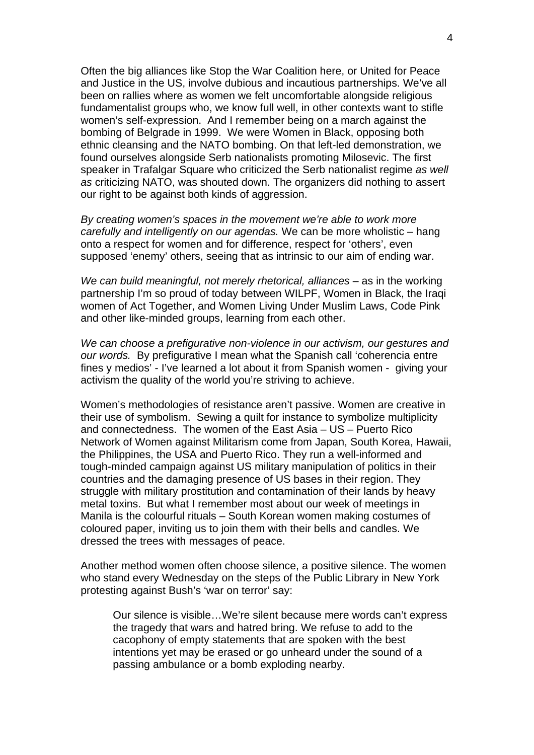Often the big alliances like Stop the War Coalition here, or United for Peace and Justice in the US, involve dubious and incautious partnerships. We've all been on rallies where as women we felt uncomfortable alongside religious fundamentalist groups who, we know full well, in other contexts want to stifle women's self-expression. And I remember being on a march against the bombing of Belgrade in 1999. We were Women in Black, opposing both ethnic cleansing and the NATO bombing. On that left-led demonstration, we found ourselves alongside Serb nationalists promoting Milosevic. The first speaker in Trafalgar Square who criticized the Serb nationalist regime *as well as* criticizing NATO, was shouted down. The organizers did nothing to assert our right to be against both kinds of aggression.

*By creating women's spaces in the movement we're able to work more carefully and intelligently on our agendas.* We can be more wholistic – hang onto a respect for women and for difference, respect for 'others', even supposed 'enemy' others, seeing that as intrinsic to our aim of ending war.

*We can build meaningful, not merely rhetorical, alliances* – as in the working partnership I'm so proud of today between WILPF, Women in Black, the Iraqi women of Act Together, and Women Living Under Muslim Laws, Code Pink and other like-minded groups, learning from each other.

*We can choose a prefigurative non-violence in our activism, our gestures and our words.* By prefigurative I mean what the Spanish call 'coherencia entre fines y medios' - I've learned a lot about it from Spanish women - giving your activism the quality of the world you're striving to achieve.

Women's methodologies of resistance aren't passive. Women are creative in their use of symbolism. Sewing a quilt for instance to symbolize multiplicity and connectedness. The women of the East Asia – US – Puerto Rico Network of Women against Militarism come from Japan, South Korea, Hawaii, the Philippines, the USA and Puerto Rico. They run a well-informed and tough-minded campaign against US military manipulation of politics in their countries and the damaging presence of US bases in their region. They struggle with military prostitution and contamination of their lands by heavy metal toxins. But what I remember most about our week of meetings in Manila is the colourful rituals – South Korean women making costumes of coloured paper, inviting us to join them with their bells and candles. We dressed the trees with messages of peace.

Another method women often choose silence, a positive silence. The women who stand every Wednesday on the steps of the Public Library in New York protesting against Bush's 'war on terror' say:

> Our silence is visible…We're silent because mere words can't express the tragedy that wars and hatred bring. We refuse to add to the cacophony of empty statements that are spoken with the best intentions yet may be erased or go unheard under the sound of a passing ambulance or a bomb exploding nearby.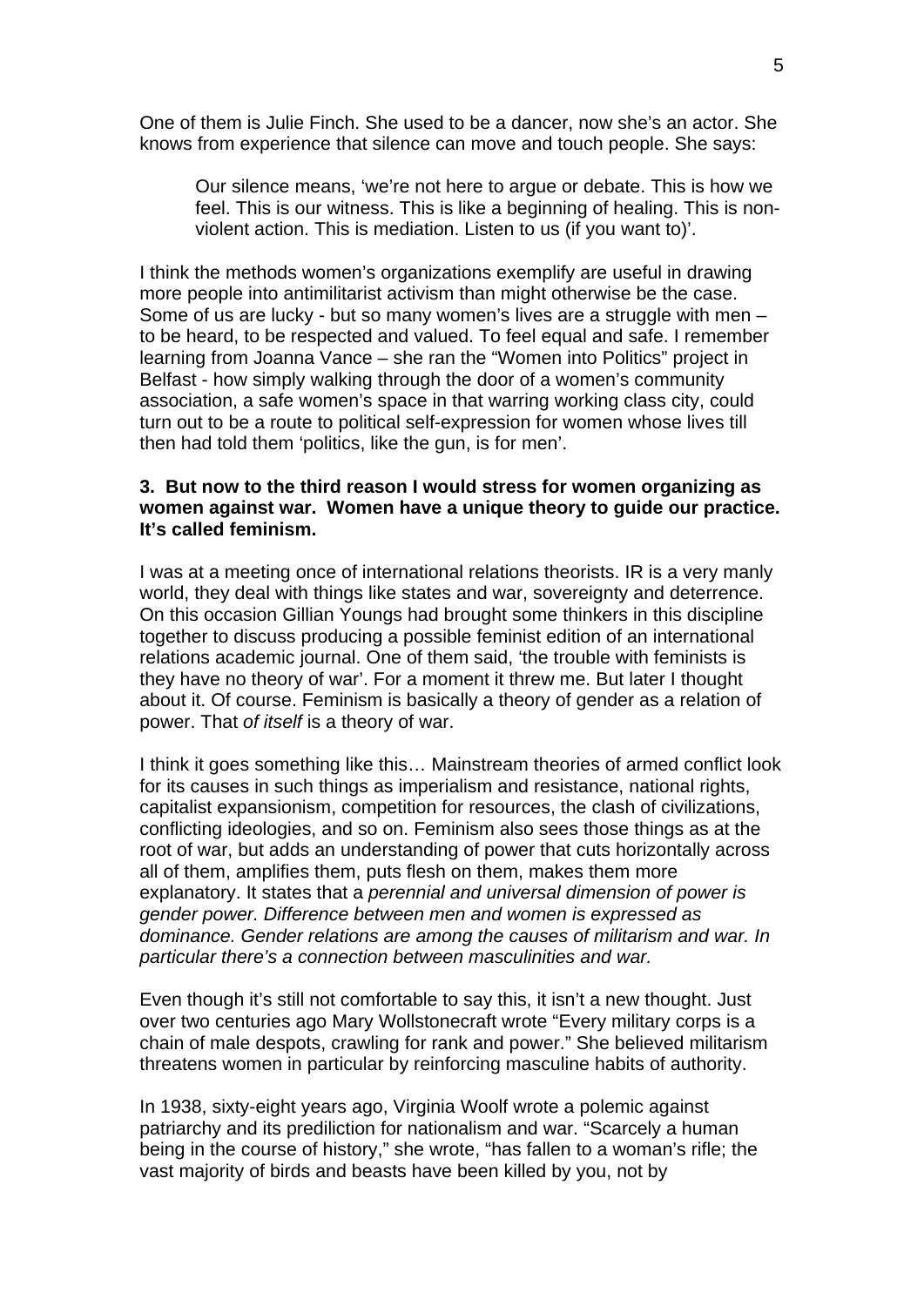One of them is Julie Finch. She used to be a dancer, now she's an actor. She knows from experience that silence can move and touch people. She says:

> Our silence means, 'we're not here to argue or debate. This is how we feel. This is our witness. This is like a beginning of healing. This is non-violent action. This is mediation. Listen to us (if you want to)'.

I think the methods women's organizations exemplify are useful in drawing more people into antimilitarist activism than might otherwise be the case. Some of us are lucky - but so many women's lives are a struggle with men – to be heard, to be respected and valued. To feel equal and safe. I remember learning from Joanna Vance – she ran the "Women into Politics" project in Belfast - how simply walking through the door of a women's community association, a safe women's space in that warring working class city, could turn out to be a route to political self-expression for women whose lives till then had told them 'politics, like the gun, is for men'.

**3. But now to the third reason I would stress for women organizing as women against war. Women have a unique theory to guide our practice. It's called feminism.**

I was at a meeting once of international relations theorists. IR is a very manly world, they deal with things like states and war, sovereignty and deterrence. On this occasion Gillian Youngs had brought some thinkers in this discipline together to discuss producing a possible feminist edition of an international relations academic journal. One of them said, 'the trouble with feminists is they have no theory of war'. For a moment it threw me. But later I thought about it. Of course. Feminism is basically a theory of gender as a relation of power. That *of itself* is a theory of war.

I think it goes something like this… Mainstream theories of armed conflict look for its causes in such things as imperialism and resistance, national rights, capitalist expansionism, competition for resources, the clash of civilizations, conflicting ideologies, and so on. Feminism also sees those things as at the root of war, but adds an understanding of power that cuts horizontally across all of them, amplifies them, puts flesh on them, makes them more explanatory. It states that a *perennial and universal dimension of power is gender power. Difference between men and women is expressed as dominance. Gender relations are among the causes of militarism and war. In particular there's a connection between masculinities and war.*

Even though it's still not comfortable to say this, it isn't a new thought. Just over two centuries ago Mary Wollstonecraft wrote "Every military corps is a chain of male despots, crawling for rank and power." She believed militarism threatens women in particular by reinforcing masculine habits of authority.

In 1938, sixty-eight years ago, Virginia Woolf wrote a polemic against patriarchy and its prediliction for nationalism and war. "Scarcely a human being in the course of history," she wrote, "has fallen to a woman's rifle; the vast majority of birds and beasts have been killed by you, not by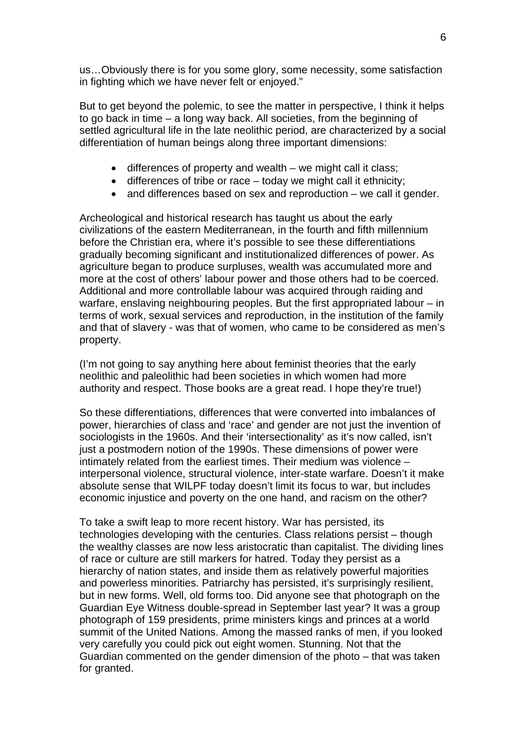us…Obviously there is for you some glory, some necessity, some satisfaction in fighting which we have never felt or enjoyed."

But to get beyond the polemic, to see the matter in perspective, I think it helps to go back in time – a long way back. All societies, from the beginning of settled agricultural life in the late neolithic period, are characterized by a social differentiation of human beings along three important dimensions:

- differences of property and wealth – we might call it class;
- differences of tribe or race – today we might call it ethnicity;
- and differences based on sex and reproduction – we call it gender.

Archeological and historical research has taught us about the early civilizations of the eastern Mediterranean, in the fourth and fifth millennium before the Christian era, where it's possible to see these differentiations gradually becoming significant and institutionalized differences of power. As agriculture began to produce surpluses, wealth was accumulated more and more at the cost of others' labour power and those others had to be coerced. Additional and more controllable labour was acquired through raiding and warfare, enslaving neighbouring peoples. But the first appropriated labour – in terms of work, sexual services and reproduction, in the institution of the family and that of slavery - was that of women, who came to be considered as men's property.

(I'm not going to say anything here about feminist theories that the early neolithic and paleolithic had been societies in which women had more authority and respect. Those books are a great read. I hope they're true!)

So these differentiations, differences that were converted into imbalances of power, hierarchies of class and 'race' and gender are not just the invention of sociologists in the 1960s. And their 'intersectionality' as it's now called, isn't just a postmodern notion of the 1990s. These dimensions of power were intimately related from the earliest times. Their medium was violence – interpersonal violence, structural violence, inter-state warfare. Doesn't it make absolute sense that WILPF today doesn't limit its focus to war, but includes economic injustice and poverty on the one hand, and racism on the other?

To take a swift leap to more recent history. War has persisted, its technologies developing with the centuries. Class relations persist – though the wealthy classes are now less aristocratic than capitalist. The dividing lines of race or culture are still markers for hatred. Today they persist as a hierarchy of nation states, and inside them as relatively powerful majorities and powerless minorities. Patriarchy has persisted, it's surprisingly resilient, but in new forms. Well, old forms too. Did anyone see that photograph on the Guardian Eye Witness double-spread in September last year? It was a group photograph of 159 presidents, prime ministers kings and princes at a world summit of the United Nations. Among the massed ranks of men, if you looked very carefully you could pick out eight women. Stunning. Not that the Guardian commented on the gender dimension of the photo – that was taken for granted.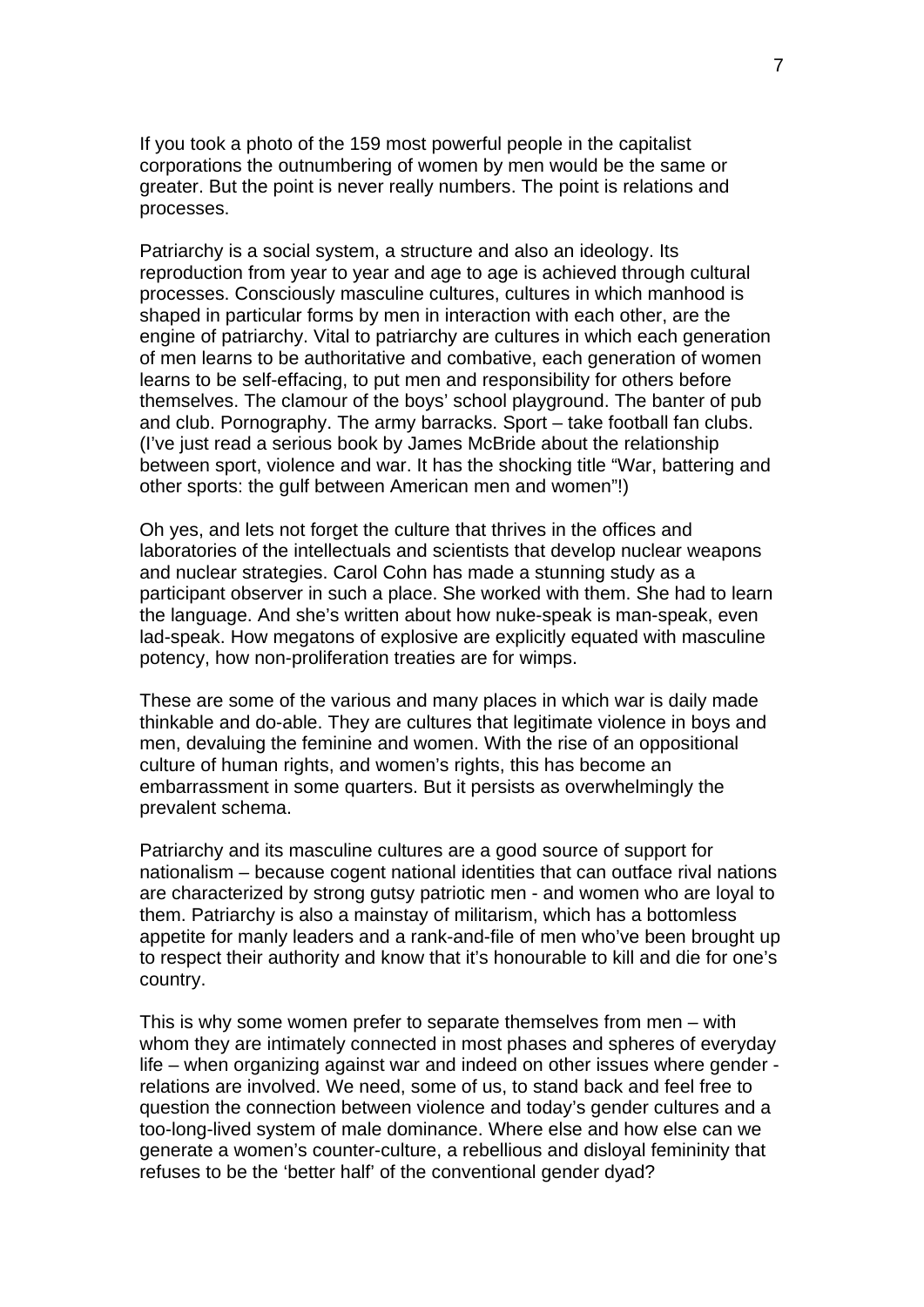If you took a photo of the 159 most powerful people in the capitalist corporations the outnumbering of women by men would be the same or greater. But the point is never really numbers. The point is relations and processes.

Patriarchy is a social system, a structure and also an ideology. Its reproduction from year to year and age to age is achieved through cultural processes. Consciously masculine cultures, cultures in which manhood is shaped in particular forms by men in interaction with each other, are the engine of patriarchy. Vital to patriarchy are cultures in which each generation of men learns to be authoritative and combative, each generation of women learns to be self-effacing, to put men and responsibility for others before themselves. The clamour of the boys' school playground. The banter of pub and club. Pornography. The army barracks. Sport – take football fan clubs. (I've just read a serious book by James McBride about the relationship between sport, violence and war. It has the shocking title "War, battering and other sports: the gulf between American men and women"!)

Oh yes, and lets not forget the culture that thrives in the offices and laboratories of the intellectuals and scientists that develop nuclear weapons and nuclear strategies. Carol Cohn has made a stunning study as a participant observer in such a place. She worked with them. She had to learn the language. And she's written about how nuke-speak is man-speak, even lad-speak. How megatons of explosive are explicitly equated with masculine potency, how non-proliferation treaties are for wimps.

These are some of the various and many places in which war is daily made thinkable and do-able. They are cultures that legitimate violence in boys and men, devaluing the feminine and women. With the rise of an oppositional culture of human rights, and women's rights, this has become an embarrassment in some quarters. But it persists as overwhelmingly the prevalent schema.

Patriarchy and its masculine cultures are a good source of support for nationalism – because cogent national identities that can outface rival nations are characterized by strong gutsy patriotic men - and women who are loyal to them. Patriarchy is also a mainstay of militarism, which has a bottomless appetite for manly leaders and a rank-and-file of men who've been brought up to respect their authority and know that it's honourable to kill and die for one's country.

This is why some women prefer to separate themselves from men – with whom they are intimately connected in most phases and spheres of everyday life – when organizing against war and indeed on other issues where gender - relations are involved. We need, some of us, to stand back and feel free to question the connection between violence and today's gender cultures and a too-long-lived system of male dominance. Where else and how else can we generate a women's counter-culture, a rebellious and disloyal femininity that refuses to be the 'better half' of the conventional gender dyad?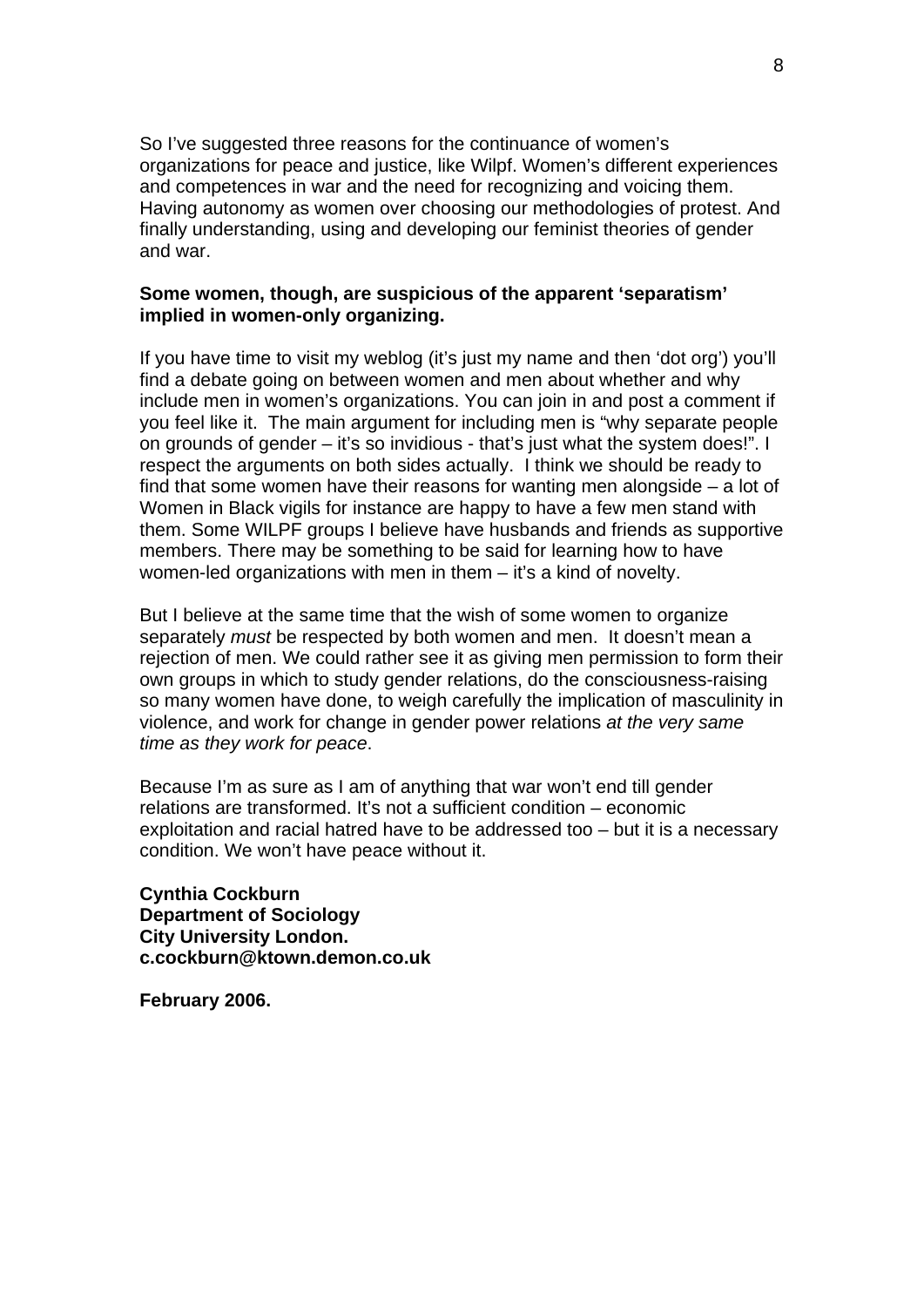So I've suggested three reasons for the continuance of women's organizations for peace and justice, like Wilpf. Women's different experiences and competences in war and the need for recognizing and voicing them. Having autonomy as women over choosing our methodologies of protest. And finally understanding, using and developing our feminist theories of gender and war.

**Some women, though, are suspicious of the apparent 'separatism' implied in women-only organizing.**

If you have time to visit my weblog (it's just my name and then 'dot org') you'll find a debate going on between women and men about whether and why include men in women's organizations. You can join in and post a comment if you feel like it. The main argument for including men is "why separate people on grounds of gender – it's so invidious - that's just what the system does!". I respect the arguments on both sides actually. I think we should be ready to find that some women have their reasons for wanting men alongside – a lot of Women in Black vigils for instance are happy to have a few men stand with them. Some WILPF groups I believe have husbands and friends as supportive members. There may be something to be said for learning how to have women-led organizations with men in them – it's a kind of novelty.

But I believe at the same time that the wish of some women to organize separately *must* be respected by both women and men. It doesn't mean a rejection of men. We could rather see it as giving men permission to form their own groups in which to study gender relations, do the consciousness-raising so many women have done, to weigh carefully the implication of masculinity in violence, and work for change in gender power relations *at the very same time as they work for peace*.

Because I'm as sure as I am of anything that war won't end till gender relations are transformed. It's not a sufficient condition – economic exploitation and racial hatred have to be addressed too – but it is a necessary condition. We won't have peace without it.

**Cynthia Cockburn**
**Department of Sociology**
**City University London.**
**c.cockburn@ktown.demon.co.uk**

**February 2006.**